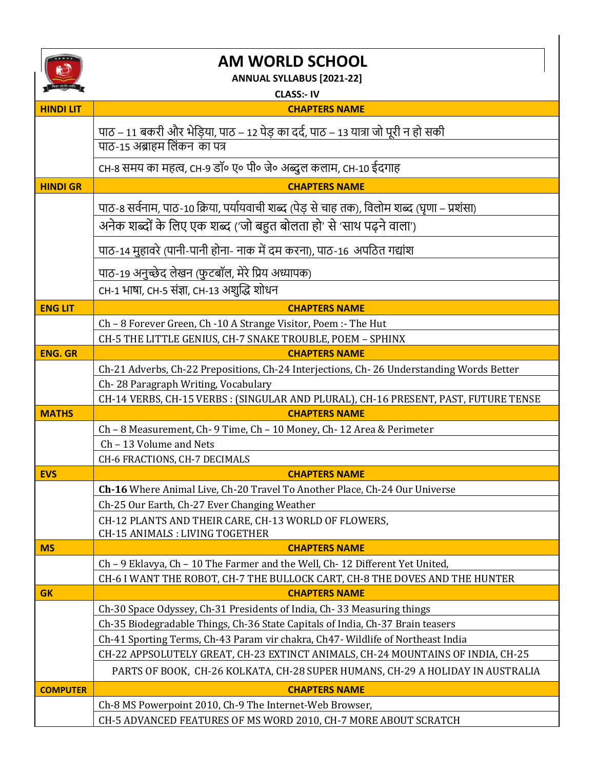# AM WORLD SCHOOL

**ANNUAL SYLLABUS [2021-22]**

**CLASS:- IV**

| **HINDI LIT** | **CHAPTERS NAME** |
|---|---|
| | पाठ – 11 बकरी और भेड़िया, पाठ – 12 पेड़ का दर्द, पाठ – 13 यात्रा जो पूरी न हो सकी |
| | पाठ-15 अब्राहम लिंकन का पत्र |
| | CH-8 समय का महत्व, CH-9 डॉ० ए० पी० जे० अब्दुल कलाम, CH-10 ईदगाह |
| **HINDI GR** | **CHAPTERS NAME** |
| | पाठ-8 सर्वनाम, पाठ-10 क्रिया, पर्यायवाची शब्द (पेड़ से चाह तक), विलोम शब्द (घृणा – प्रशंसा) |
| | अनेक शब्दों के लिए एक शब्द ('जो बहुत बोलता हो' से 'साथ पढ़ने वाला') |
| | पाठ-14 मुहावरे (पानी-पानी होना- नाक में दम करना), पाठ-16 अपठित गद्यांश |
| | पाठ-19 अनुच्छेद लेखन (फुटबॉल, मेरे प्रिय अध्यापक) |
| | CH-1 भाषा, CH-5 संज्ञा, CH-13 अशुद्धि शोधन |
| **ENG LIT** | **CHAPTERS NAME** |
| | Ch – 8 Forever Green, Ch -10 A Strange Visitor, Poem :- The Hut |
| | CH-5 THE LITTLE GENIUS, CH-7 SNAKE TROUBLE, POEM – SPHINX |
| **ENG. GR** | **CHAPTERS NAME** |
| | Ch-21 Adverbs, Ch-22 Prepositions, Ch-24 Interjections, Ch- 26 Understanding Words Better |
| | Ch- 28 Paragraph Writing, Vocabulary |
| | CH-14 VERBS, CH-15 VERBS : (SINGULAR AND PLURAL), CH-16 PRESENT, PAST, FUTURE TENSE |
| **MATHS** | **CHAPTERS NAME** |
| | Ch – 8 Measurement, Ch- 9 Time, Ch – 10 Money, Ch- 12 Area & Perimeter |
| | Ch – 13 Volume and Nets |
| | CH-6 FRACTIONS, CH-7 DECIMALS |
| **EVS** | **CHAPTERS NAME** |
| | **Ch-16** Where Animal Live, Ch-20 Travel To Another Place, Ch-24 Our Universe |
| | Ch-25 Our Earth, Ch-27 Ever Changing Weather |
| | CH-12 PLANTS AND THEIR CARE, CH-13 WORLD OF FLOWERS, CH-15 ANIMALS : LIVING TOGETHER |
| **MS** | **CHAPTERS NAME** |
| | Ch – 9 Eklavya, Ch – 10 The Farmer and the Well, Ch- 12 Different Yet United, |
| | CH-6 I WANT THE ROBOT, CH-7 THE BULLOCK CART, CH-8 THE DOVES AND THE HUNTER |
| **GK** | **CHAPTERS NAME** |
| | Ch-30 Space Odyssey, Ch-31 Presidents of India, Ch- 33 Measuring things |
| | Ch-35 Biodegradable Things, Ch-36 State Capitals of India, Ch-37 Brain teasers |
| | Ch-41 Sporting Terms, Ch-43 Param vir chakra, Ch47- Wildlife of Northeast India |
| | CH-22 APPSOLUTELY GREAT, CH-23 EXTINCT ANIMALS, CH-24 MOUNTAINS OF INDIA, CH-25 |
| | PARTS OF BOOK, CH-26 KOLKATA, CH-28 SUPER HUMANS, CH-29 A HOLIDAY IN AUSTRALIA |
| **COMPUTER** | **CHAPTERS NAME** |
| | Ch-8 MS Powerpoint 2010, Ch-9 The Internet-Web Browser, |
| | CH-5 ADVANCED FEATURES OF MS WORD 2010, CH-7 MORE ABOUT SCRATCH |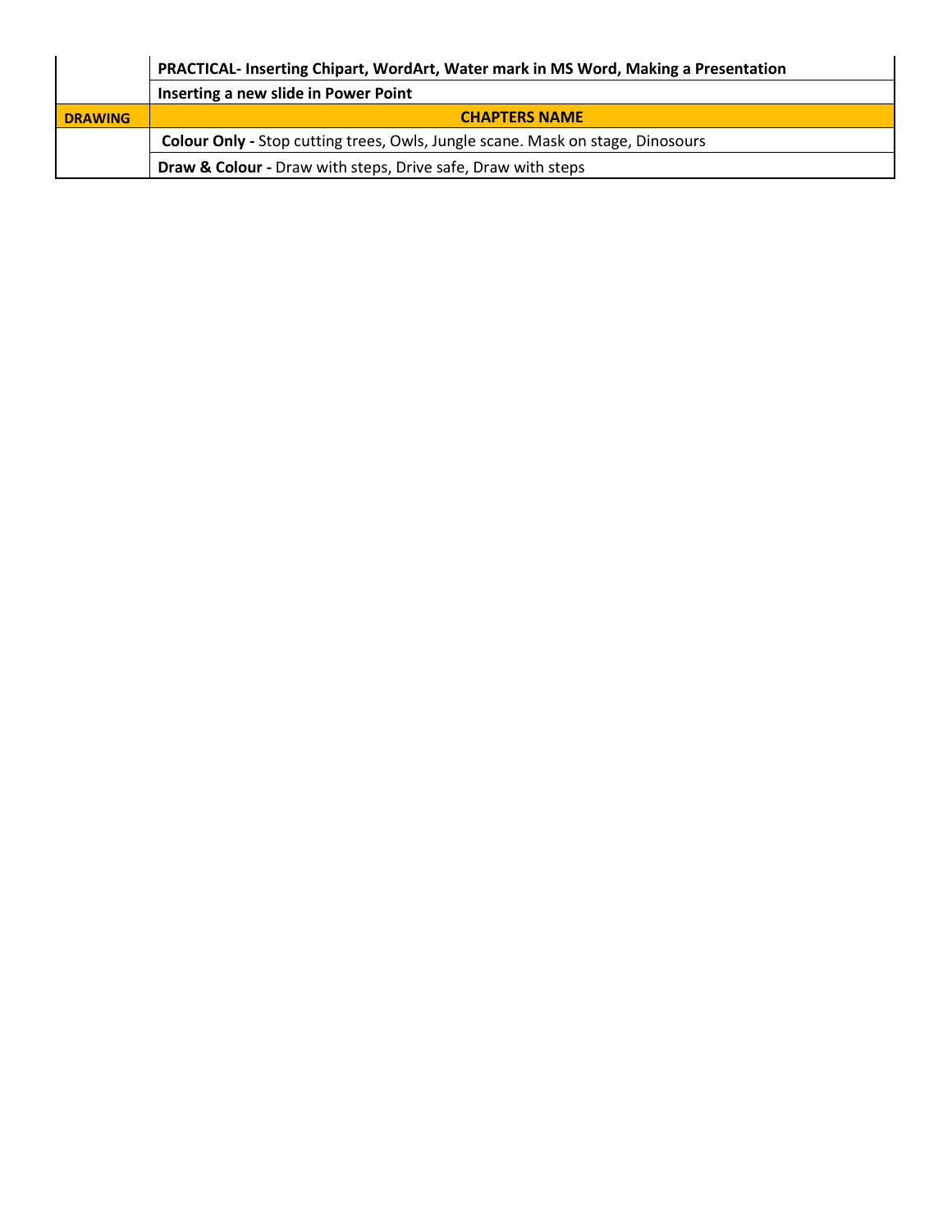| | |
|---|---|
| | **PRACTICAL- Inserting Chipart, WordArt, Water mark in MS Word, Making a Presentation** |
| | **Inserting a new slide in Power Point** |
| **DRAWING** | **CHAPTERS NAME** |
| | **Colour Only -** Stop cutting trees, Owls, Jungle scane. Mask on stage, Dinosours |
| | **Draw & Colour -** Draw with steps, Drive safe, Draw with steps |